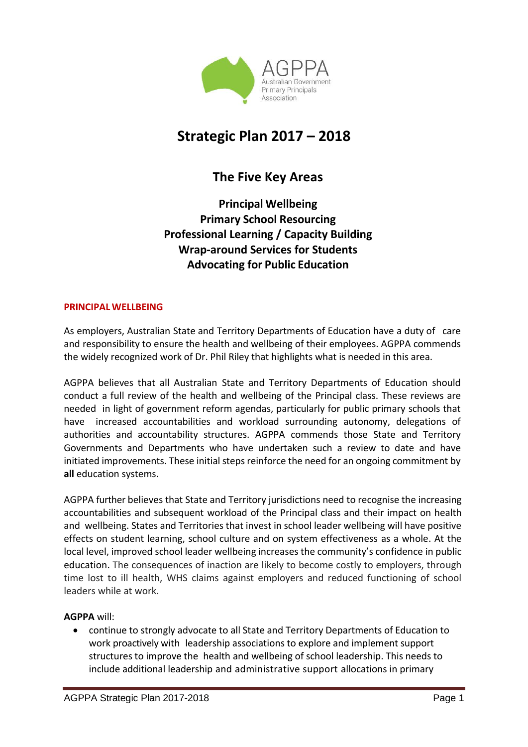AGPPA
Australian Government
Primary Principals
Association

# Strategic Plan 2017 – 2018

## The Five Key Areas

**Principal Wellbeing**
**Primary School Resourcing**
**Professional Learning / Capacity Building**
**Wrap-around Services for Students**
**Advocating for Public Education**

### PRINCIPAL WELLBEING

As employers, Australian State and Territory Departments of Education have a duty of care and responsibility to ensure the health and wellbeing of their employees. AGPPA commends the widely recognized work of Dr. Phil Riley that highlights what is needed in this area.

AGPPA believes that all Australian State and Territory Departments of Education should conduct a full review of the health and wellbeing of the Principal class. These reviews are needed in light of government reform agendas, particularly for public primary schools that have increased accountabilities and workload surrounding autonomy, delegations of authorities and accountability structures. AGPPA commends those State and Territory Governments and Departments who have undertaken such a review to date and have initiated improvements. These initial steps reinforce the need for an ongoing commitment by **all** education systems.

AGPPA further believes that State and Territory jurisdictions need to recognise the increasing accountabilities and subsequent workload of the Principal class and their impact on health and wellbeing. States and Territories that invest in school leader wellbeing will have positive effects on student learning, school culture and on system effectiveness as a whole. At the local level, improved school leader wellbeing increases the community's confidence in public education. The consequences of inaction are likely to become costly to employers, through time lost to ill health, WHS claims against employers and reduced functioning of school leaders while at work.

**AGPPA** will:

- continue to strongly advocate to all State and Territory Departments of Education to work proactively with leadership associations to explore and implement support structures to improve the health and wellbeing of school leadership. This needs to include additional leadership and administrative support allocations in primary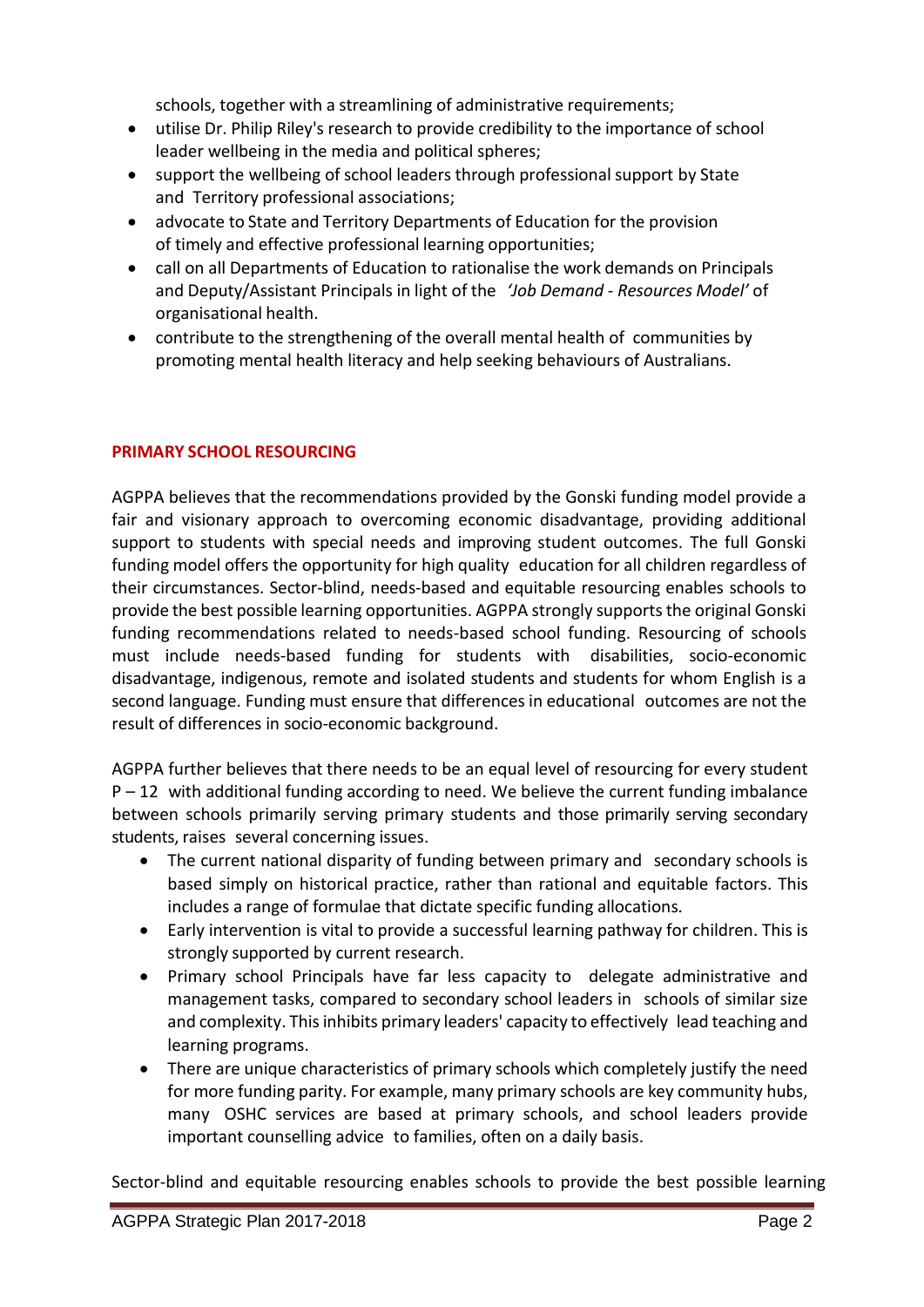schools, together with a streamlining of administrative requirements;

- utilise Dr. Philip Riley's research to provide credibility to the importance of school leader wellbeing in the media and political spheres;
- support the wellbeing of school leaders through professional support by State and Territory professional associations;
- advocate to State and Territory Departments of Education for the provision of timely and effective professional learning opportunities;
- call on all Departments of Education to rationalise the work demands on Principals and Deputy/Assistant Principals in light of the *'Job Demand - Resources Model'* of organisational health.
- contribute to the strengthening of the overall mental health of communities by promoting mental health literacy and help seeking behaviours of Australians.

## PRIMARY SCHOOL RESOURCING

AGPPA believes that the recommendations provided by the Gonski funding model provide a fair and visionary approach to overcoming economic disadvantage, providing additional support to students with special needs and improving student outcomes. The full Gonski funding model offers the opportunity for high quality education for all children regardless of their circumstances. Sector-blind, needs-based and equitable resourcing enables schools to provide the best possible learning opportunities. AGPPA strongly supports the original Gonski funding recommendations related to needs-based school funding. Resourcing of schools must include needs-based funding for students with disabilities, socio-economic disadvantage, indigenous, remote and isolated students and students for whom English is a second language. Funding must ensure that differences in educational outcomes are not the result of differences in socio-economic background.

AGPPA further believes that there needs to be an equal level of resourcing for every student P – 12 with additional funding according to need. We believe the current funding imbalance between schools primarily serving primary students and those primarily serving secondary students, raises several concerning issues.

- The current national disparity of funding between primary and secondary schools is based simply on historical practice, rather than rational and equitable factors. This includes a range of formulae that dictate specific funding allocations.
- Early intervention is vital to provide a successful learning pathway for children. This is strongly supported by current research.
- Primary school Principals have far less capacity to delegate administrative and management tasks, compared to secondary school leaders in schools of similar size and complexity. This inhibits primary leaders' capacity to effectively lead teaching and learning programs.
- There are unique characteristics of primary schools which completely justify the need for more funding parity. For example, many primary schools are key community hubs, many OSHC services are based at primary schools, and school leaders provide important counselling advice to families, often on a daily basis.

Sector-blind and equitable resourcing enables schools to provide the best possible learning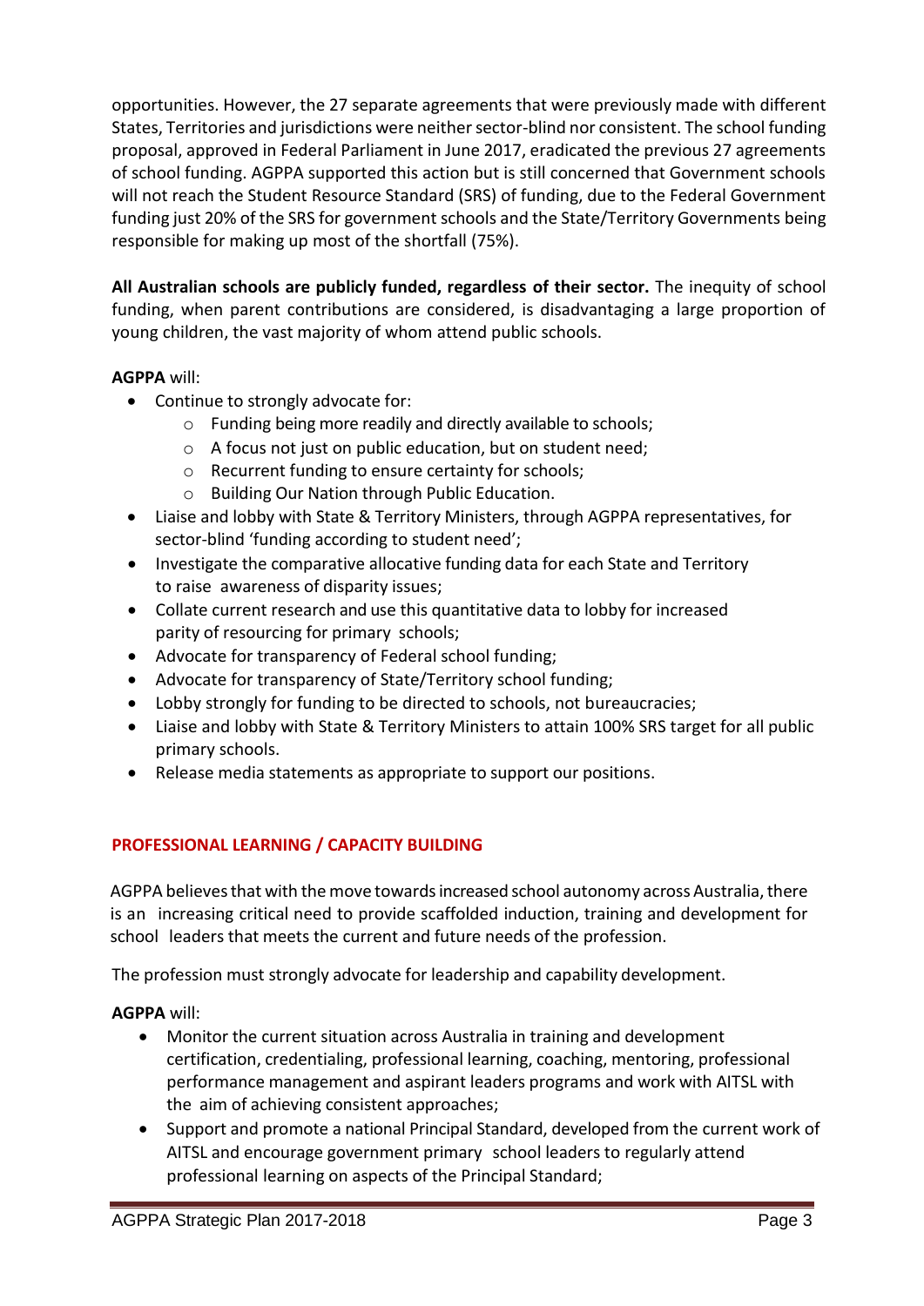opportunities. However, the 27 separate agreements that were previously made with different States, Territories and jurisdictions were neither sector-blind nor consistent. The school funding proposal, approved in Federal Parliament in June 2017, eradicated the previous 27 agreements of school funding. AGPPA supported this action but is still concerned that Government schools will not reach the Student Resource Standard (SRS) of funding, due to the Federal Government funding just 20% of the SRS for government schools and the State/Territory Governments being responsible for making up most of the shortfall (75%).

**All Australian schools are publicly funded, regardless of their sector.** The inequity of school funding, when parent contributions are considered, is disadvantaging a large proportion of young children, the vast majority of whom attend public schools.

**AGPPA** will:

- Continue to strongly advocate for:
  - Funding being more readily and directly available to schools;
  - A focus not just on public education, but on student need;
  - Recurrent funding to ensure certainty for schools;
  - Building Our Nation through Public Education.
- Liaise and lobby with State & Territory Ministers, through AGPPA representatives, for sector-blind 'funding according to student need';
- Investigate the comparative allocative funding data for each State and Territory to raise awareness of disparity issues;
- Collate current research and use this quantitative data to lobby for increased parity of resourcing for primary schools;
- Advocate for transparency of Federal school funding;
- Advocate for transparency of State/Territory school funding;
- Lobby strongly for funding to be directed to schools, not bureaucracies;
- Liaise and lobby with State & Territory Ministers to attain 100% SRS target for all public primary schools.
- Release media statements as appropriate to support our positions.

## PROFESSIONAL LEARNING / CAPACITY BUILDING

AGPPA believes that with the move towards increased school autonomy across Australia, there is an increasing critical need to provide scaffolded induction, training and development for school leaders that meets the current and future needs of the profession.

The profession must strongly advocate for leadership and capability development.

**AGPPA** will:

- Monitor the current situation across Australia in training and development certification, credentialing, professional learning, coaching, mentoring, professional performance management and aspirant leaders programs and work with AITSL with the aim of achieving consistent approaches;
- Support and promote a national Principal Standard, developed from the current work of AITSL and encourage government primary school leaders to regularly attend professional learning on aspects of the Principal Standard;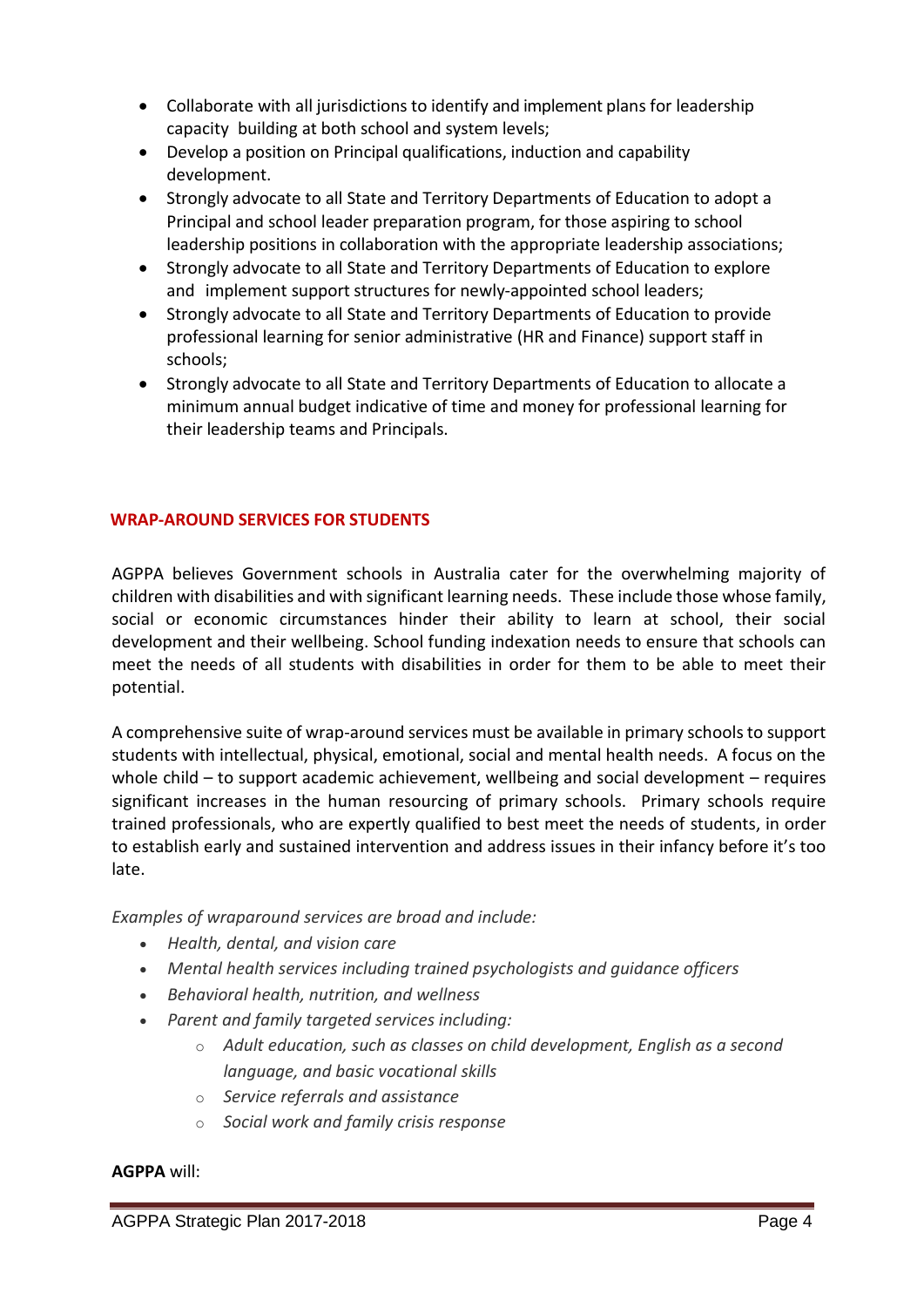- Collaborate with all jurisdictions to identify and implement plans for leadership capacity building at both school and system levels;
- Develop a position on Principal qualifications, induction and capability development.
- Strongly advocate to all State and Territory Departments of Education to adopt a Principal and school leader preparation program, for those aspiring to school leadership positions in collaboration with the appropriate leadership associations;
- Strongly advocate to all State and Territory Departments of Education to explore and implement support structures for newly-appointed school leaders;
- Strongly advocate to all State and Territory Departments of Education to provide professional learning for senior administrative (HR and Finance) support staff in schools;
- Strongly advocate to all State and Territory Departments of Education to allocate a minimum annual budget indicative of time and money for professional learning for their leadership teams and Principals.

## WRAP-AROUND SERVICES FOR STUDENTS

AGPPA believes Government schools in Australia cater for the overwhelming majority of children with disabilities and with significant learning needs. These include those whose family, social or economic circumstances hinder their ability to learn at school, their social development and their wellbeing. School funding indexation needs to ensure that schools can meet the needs of all students with disabilities in order for them to be able to meet their potential.

A comprehensive suite of wrap-around services must be available in primary schools to support students with intellectual, physical, emotional, social and mental health needs. A focus on the whole child – to support academic achievement, wellbeing and social development – requires significant increases in the human resourcing of primary schools. Primary schools require trained professionals, who are expertly qualified to best meet the needs of students, in order to establish early and sustained intervention and address issues in their infancy before it's too late.

*Examples of wraparound services are broad and include:*

- *Health, dental, and vision care*
- *Mental health services including trained psychologists and guidance officers*
- *Behavioral health, nutrition, and wellness*
- *Parent and family targeted services including:*
  - *Adult education, such as classes on child development, English as a second language, and basic vocational skills*
  - *Service referrals and assistance*
  - *Social work and family crisis response*

**AGPPA** will: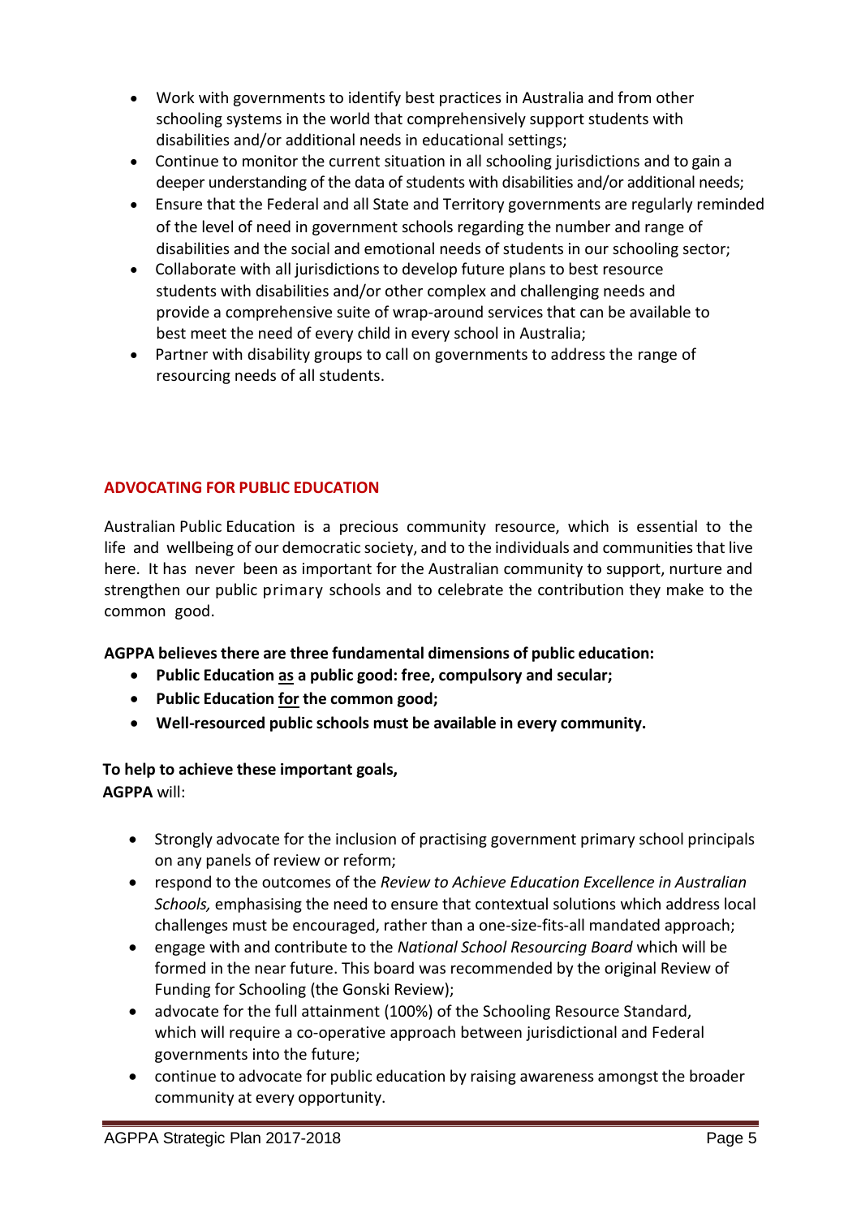- Work with governments to identify best practices in Australia and from other schooling systems in the world that comprehensively support students with disabilities and/or additional needs in educational settings;
- Continue to monitor the current situation in all schooling jurisdictions and to gain a deeper understanding of the data of students with disabilities and/or additional needs;
- Ensure that the Federal and all State and Territory governments are regularly reminded of the level of need in government schools regarding the number and range of disabilities and the social and emotional needs of students in our schooling sector;
- Collaborate with all jurisdictions to develop future plans to best resource students with disabilities and/or other complex and challenging needs and provide a comprehensive suite of wrap-around services that can be available to best meet the need of every child in every school in Australia;
- Partner with disability groups to call on governments to address the range of resourcing needs of all students.

## ADVOCATING FOR PUBLIC EDUCATION

Australian Public Education is a precious community resource, which is essential to the life and wellbeing of our democratic society, and to the individuals and communities that live here. It has never been as important for the Australian community to support, nurture and strengthen our public primary schools and to celebrate the contribution they make to the common good.

**AGPPA believes there are three fundamental dimensions of public education:**

- **Public Education <u>as</u> a public good: free, compulsory and secular;**
- **Public Education <u>for</u> the common good;**
- **Well-resourced public schools must be available in every community.**

**To help to achieve these important goals,**
**AGPPA** will:

- Strongly advocate for the inclusion of practising government primary school principals on any panels of review or reform;
- respond to the outcomes of the *Review to Achieve Education Excellence in Australian Schools,* emphasising the need to ensure that contextual solutions which address local challenges must be encouraged, rather than a one-size-fits-all mandated approach;
- engage with and contribute to the *National School Resourcing Board* which will be formed in the near future. This board was recommended by the original Review of Funding for Schooling (the Gonski Review);
- advocate for the full attainment (100%) of the Schooling Resource Standard, which will require a co-operative approach between jurisdictional and Federal governments into the future;
- continue to advocate for public education by raising awareness amongst the broader community at every opportunity.